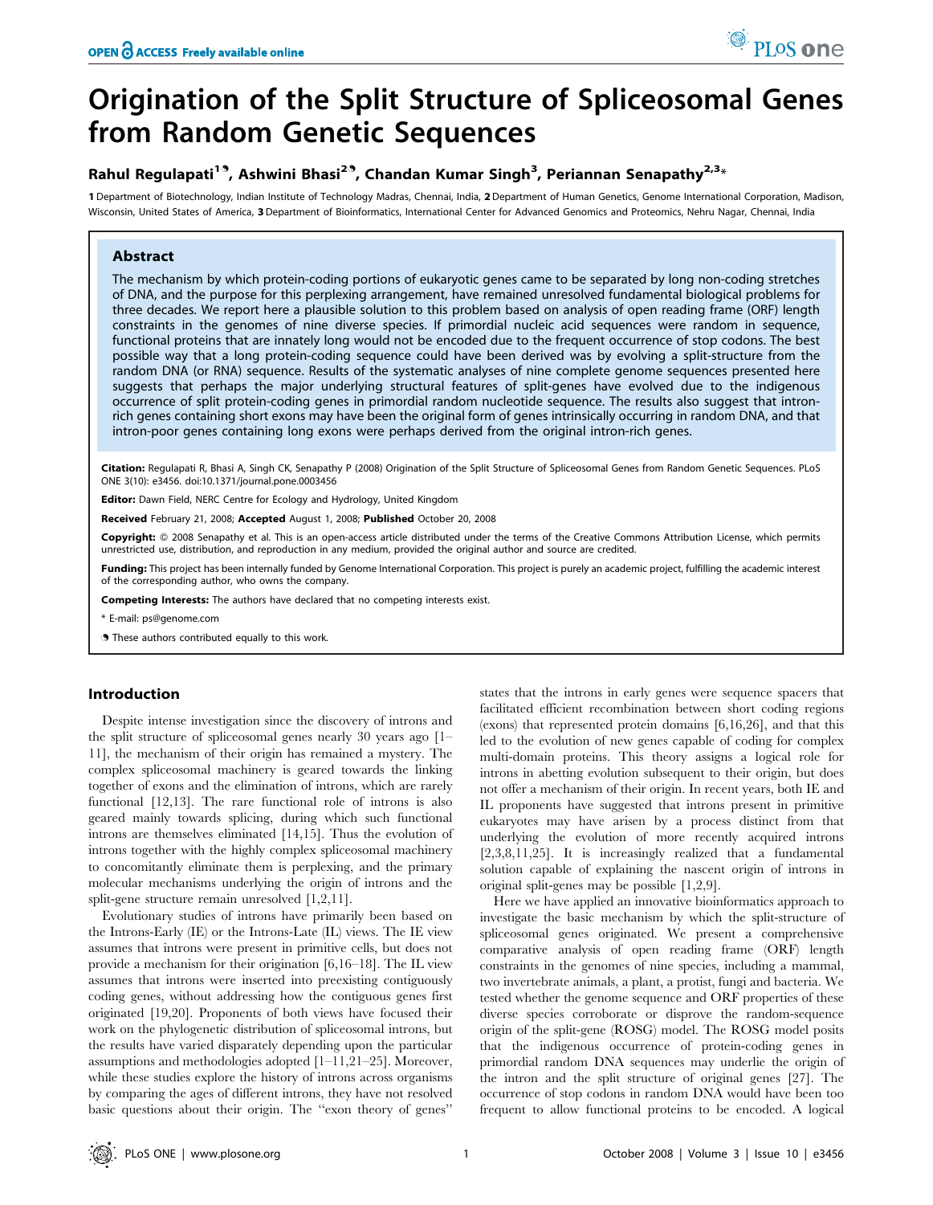# Origination of the Split Structure of Spliceosomal Genes from Random Genetic Sequences

**Rahul Regulapati[1¶], Ashwini Bhasi[2¶], Chandan Kumar Singh[3], Periannan Senapathy[2,3]***

1 Department of Biotechnology, Indian Institute of Technology Madras, Chennai, India, 2 Department of Human Genetics, Genome International Corporation, Madison, Wisconsin, United States of America, 3 Department of Bioinformatics, International Center for Advanced Genomics and Proteomics, Nehru Nagar, Chennai, India

## Abstract

The mechanism by which protein-coding portions of eukaryotic genes came to be separated by long non-coding stretches of DNA, and the purpose for this perplexing arrangement, have remained unresolved fundamental biological problems for three decades. We report here a plausible solution to this problem based on analysis of open reading frame (ORF) length constraints in the genomes of nine diverse species. If primordial nucleic acid sequences were random in sequence, functional proteins that are innately long would not be encoded due to the frequent occurrence of stop codons. The best possible way that a long protein-coding sequence could have been derived was by evolving a split-structure from the random DNA (or RNA) sequence. Results of the systematic analyses of nine complete genome sequences presented here suggests that perhaps the major underlying structural features of split-genes have evolved due to the indigenous occurrence of split protein-coding genes in primordial random nucleotide sequence. The results also suggest that intron-rich genes containing short exons may have been the original form of genes intrinsically occurring in random DNA, and that intron-poor genes containing long exons were perhaps derived from the original intron-rich genes.

**Citation:** Regulapati R, Bhasi A, Singh CK, Senapathy P (2008) Origination of the Split Structure of Spliceosomal Genes from Random Genetic Sequences. PLoS ONE 3(10): e3456. doi:10.1371/journal.pone.0003456

**Editor:** Dawn Field, NERC Centre for Ecology and Hydrology, United Kingdom

**Received** February 21, 2008; **Accepted** August 1, 2008; **Published** October 20, 2008

**Copyright:** © 2008 Senapathy et al. This is an open-access article distributed under the terms of the Creative Commons Attribution License, which permits unrestricted use, distribution, and reproduction in any medium, provided the original author and source are credited.

**Funding:** This project has been internally funded by Genome International Corporation. This project is purely an academic project, fulfilling the academic interest of the corresponding author, who owns the company.

**Competing Interests:** The authors have declared that no competing interests exist.

\* E-mail: ps@genome.com

¶ These authors contributed equally to this work.

## Introduction

Despite intense investigation since the discovery of introns and the split structure of spliceosomal genes nearly 30 years ago [1–11], the mechanism of their origin has remained a mystery. The complex spliceosomal machinery is geared towards the linking together of exons and the elimination of introns, which are rarely functional [12,13]. The rare functional role of introns is also geared mainly towards splicing, during which such functional introns are themselves eliminated [14,15]. Thus the evolution of introns together with the highly complex spliceosomal machinery to concomitantly eliminate them is perplexing, and the primary molecular mechanisms underlying the origin of introns and the split-gene structure remain unresolved [1,2,11].

Evolutionary studies of introns have primarily been based on the Introns-Early (IE) or the Introns-Late (IL) views. The IE view assumes that introns were present in primitive cells, but does not provide a mechanism for their origination [6,16–18]. The IL view assumes that introns were inserted into preexisting contiguously coding genes, without addressing how the contiguous genes first originated [19,20]. Proponents of both views have focused their work on the phylogenetic distribution of spliceosomal introns, but the results have varied disparately depending upon the particular assumptions and methodologies adopted [1–11,21–25]. Moreover, while these studies explore the history of introns across organisms by comparing the ages of different introns, they have not resolved basic questions about their origin. The "exon theory of genes" states that the introns in early genes were sequence spacers that facilitated efficient recombination between short coding regions (exons) that represented protein domains [6,16,26], and that this led to the evolution of new genes capable of coding for complex multi-domain proteins. This theory assigns a logical role for introns in abetting evolution subsequent to their origin, but does not offer a mechanism of their origin. In recent years, both IE and IL proponents have suggested that introns present in primitive eukaryotes may have arisen by a process distinct from that underlying the evolution of more recently acquired introns [2,3,8,11,25]. It is increasingly realized that a fundamental solution capable of explaining the nascent origin of introns in original split-genes may be possible [1,2,9].

Here we have applied an innovative bioinformatics approach to investigate the basic mechanism by which the split-structure of spliceosomal genes originated. We present a comprehensive comparative analysis of open reading frame (ORF) length constraints in the genomes of nine species, including a mammal, two invertebrate animals, a plant, a protist, fungi and bacteria. We tested whether the genome sequence and ORF properties of these diverse species corroborate or disprove the random-sequence origin of the split-gene (ROSG) model. The ROSG model posits that the indigenous occurrence of protein-coding genes in primordial random DNA sequences may underlie the origin of the intron and the split structure of original genes [27]. The occurrence of stop codons in random DNA would have been too frequent to allow functional proteins to be encoded. A logical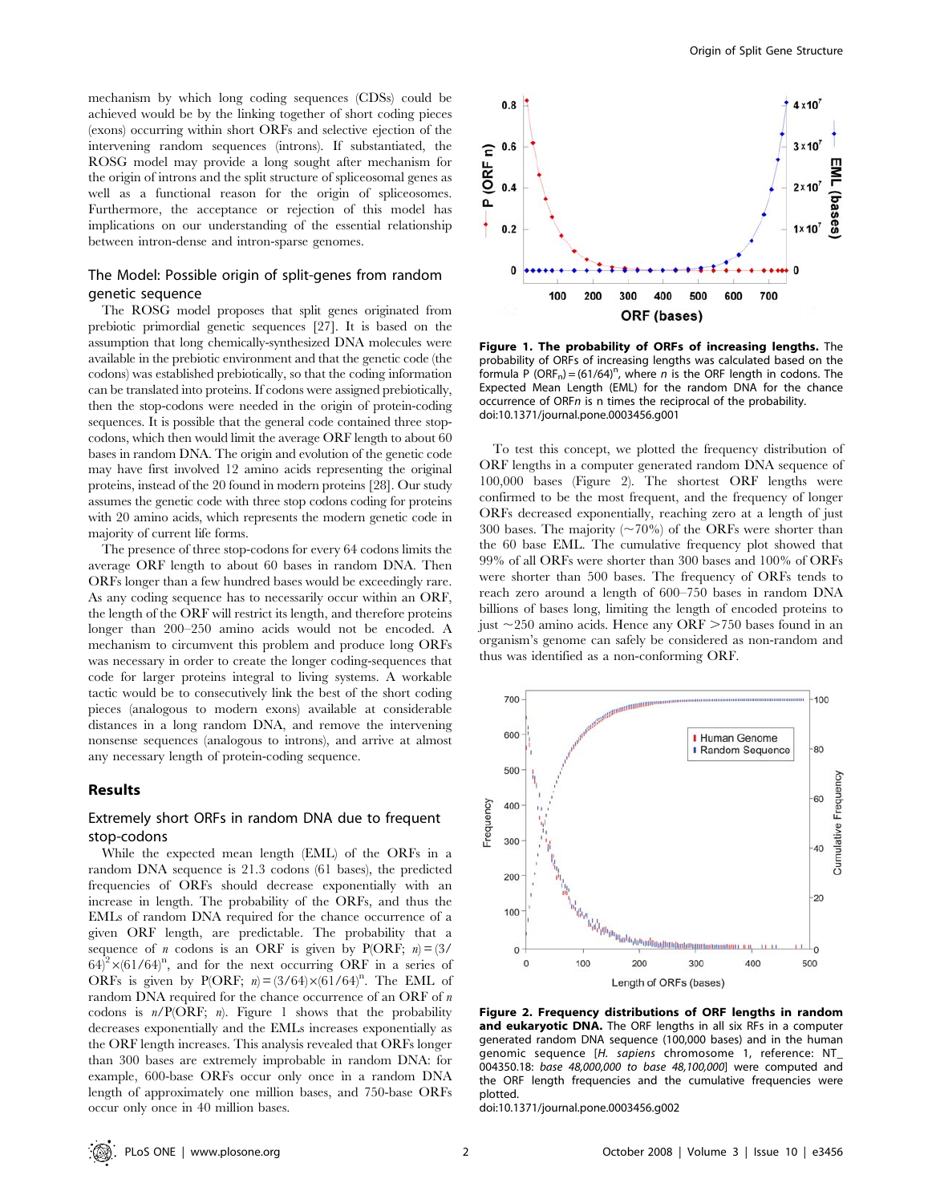mechanism by which long coding sequences (CDSs) could be achieved would be by the linking together of short coding pieces (exons) occurring within short ORFs and selective ejection of the intervening random sequences (introns). If substantiated, the ROSG model may provide a long sought after mechanism for the origin of introns and the split structure of spliceosomal genes as well as a functional reason for the origin of spliceosomes. Furthermore, the acceptance or rejection of this model has implications on our understanding of the essential relationship between intron-dense and intron-sparse genomes.

## The Model: Possible origin of split-genes from random genetic sequence

The ROSG model proposes that split genes originated from prebiotic primordial genetic sequences [27]. It is based on the assumption that long chemically-synthesized DNA molecules were available in the prebiotic environment and that the genetic code (the codons) was established prebiotically, so that the coding information can be translated into proteins. If codons were assigned prebiotically, then the stop-codons were needed in the origin of protein-coding sequences. It is possible that the general code contained three stop-codons, which then would limit the average ORF length to about 60 bases in random DNA. The origin and evolution of the genetic code may have first involved 12 amino acids representing the original proteins, instead of the 20 found in modern proteins [28]. Our study assumes the genetic code with three stop codons coding for proteins with 20 amino acids, which represents the modern genetic code in majority of current life forms.

The presence of three stop-codons for every 64 codons limits the average ORF length to about 60 bases in random DNA. Then ORFs longer than a few hundred bases would be exceedingly rare. As any coding sequence has to necessarily occur within an ORF, the length of the ORF will restrict its length, and therefore proteins longer than 200–250 amino acids would not be encoded. A mechanism to circumvent this problem and produce long ORFs was necessary in order to create the longer coding-sequences that code for larger proteins integral to living systems. A workable tactic would be to consecutively link the best of the short coding pieces (analogous to modern exons) available at considerable distances in a long random DNA, and remove the intervening nonsense sequences (analogous to introns), and arrive at almost any necessary length of protein-coding sequence.

# Results

## Extremely short ORFs in random DNA due to frequent stop-codons

While the expected mean length (EML) of the ORFs in a random DNA sequence is 21.3 codons (61 bases), the predicted frequencies of ORFs should decrease exponentially with an increase in length. The probability of the ORFs, and thus the EMLs of random DNA required for the chance occurrence of a given ORF length, are predictable. The probability that a sequence of $n$ codons is an ORF is given by $P(\text{ORF}; n) = (3/64)^2 \times (61/64)^n$, and for the next occurring ORF in a series of ORFs is given by $P(\text{ORF}; n) = (3/64) \times (61/64)^n$. The EML of random DNA required for the chance occurrence of an ORF of $n$ codons is $n/P(\text{ORF}; n)$. Figure 1 shows that the probability decreases exponentially and the EMLs increases exponentially as the ORF length increases. This analysis revealed that ORFs longer than 300 bases are extremely improbable in random DNA: for example, 600-base ORFs occur only once in a random DNA length of approximately one million bases, and 750-base ORFs occur only once in 40 million bases.

**Figure 1. The probability of ORFs of increasing lengths.** The probability of ORFs of increasing lengths was calculated based on the formula $P(\text{ORF}_n) = (61/64)^n$, where $n$ is the ORF length in codons. The Expected Mean Length (EML) for the random DNA for the chance occurrence of ORF$n$ is n times the reciprocal of the probability.
doi:10.1371/journal.pone.0003456.g001

To test this concept, we plotted the frequency distribution of ORF lengths in a computer generated random DNA sequence of 100,000 bases (Figure 2). The shortest ORF lengths were confirmed to be the most frequent, and the frequency of longer ORFs decreased exponentially, reaching zero at a length of just 300 bases. The majority (~70%) of the ORFs were shorter than the 60 base EML. The cumulative frequency plot showed that 99% of all ORFs were shorter than 300 bases and 100% of ORFs were shorter than 500 bases. The frequency of ORFs tends to reach zero around a length of 600–750 bases in random DNA billions of bases long, limiting the length of encoded proteins to just ~250 amino acids. Hence any ORF >750 bases found in an organism's genome can safely be considered as non-random and thus was identified as a non-conforming ORF.

**Figure 2. Frequency distributions of ORF lengths in random and eukaryotic DNA.** The ORF lengths in all six RFs in a computer generated random DNA sequence (100,000 bases) and in the human genomic sequence [*H. sapiens* chromosome 1, reference: NT_004350.18: *base 48,000,000 to base 48,100,000*] were computed and the ORF length frequencies and the cumulative frequencies were plotted.
doi:10.1371/journal.pone.0003456.g002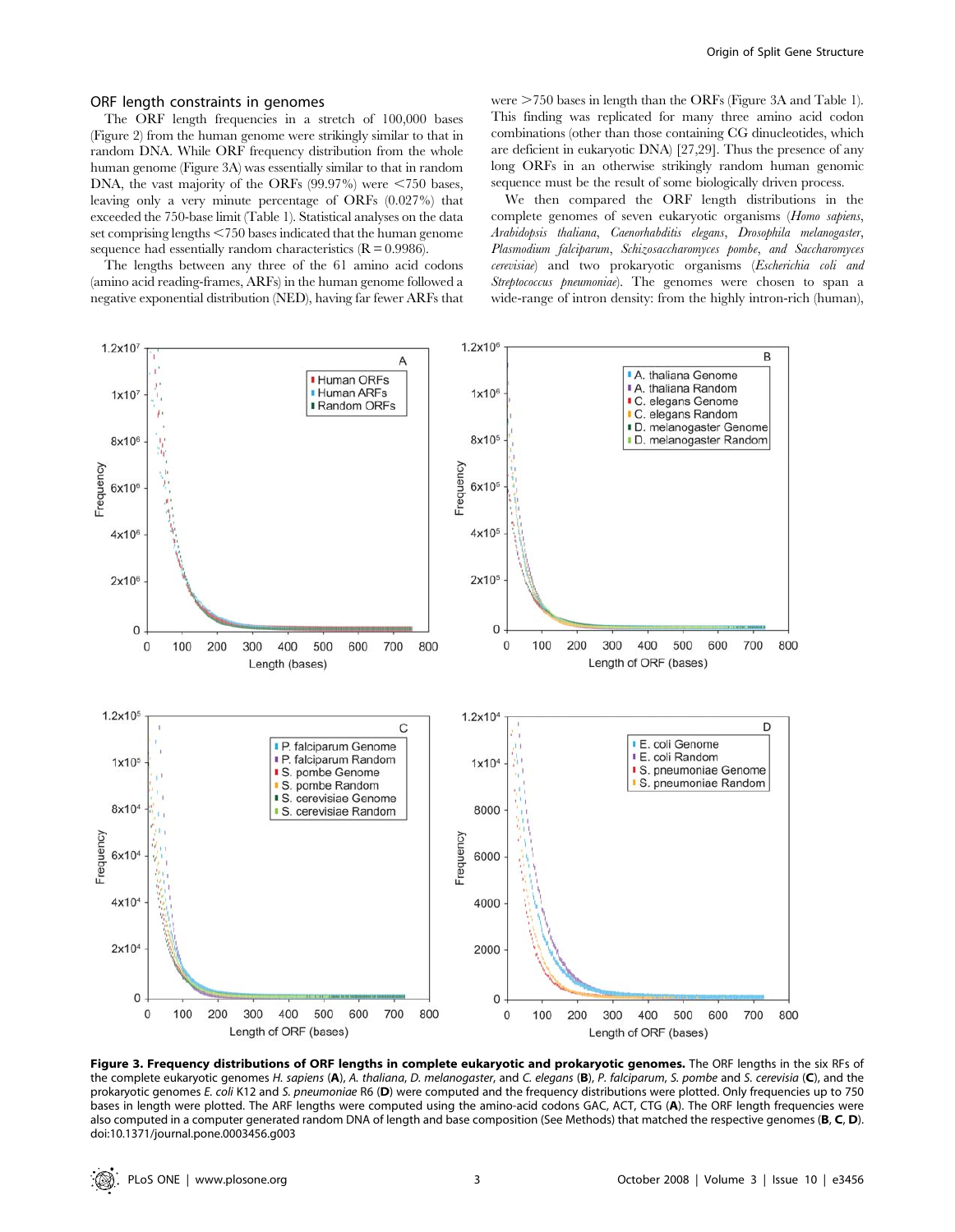### ORF length constraints in genomes

The ORF length frequencies in a stretch of 100,000 bases (Figure 2) from the human genome were strikingly similar to that in random DNA. While ORF frequency distribution from the whole human genome (Figure 3A) was essentially similar to that in random DNA, the vast majority of the ORFs (99.97%) were <750 bases, leaving only a very minute percentage of ORFs (0.027%) that exceeded the 750-base limit (Table 1). Statistical analyses on the data set comprising lengths <750 bases indicated that the human genome sequence had essentially random characteristics ($R = 0.9986$).

The lengths between any three of the 61 amino acid codons (amino acid reading-frames, ARFs) in the human genome followed a negative exponential distribution (NED), having far fewer ARFs that were >750 bases in length than the ORFs (Figure 3A and Table 1). This finding was replicated for many three amino acid codon combinations (other than those containing CG dinucleotides, which are deficient in eukaryotic DNA) [27,29]. Thus the presence of any long ORFs in an otherwise strikingly random human genomic sequence must be the result of some biologically driven process.

We then compared the ORF length distributions in the complete genomes of seven eukaryotic organisms (*Homo sapiens*, *Arabidopsis thaliana*, *Caenorhabditis elegans*, *Drosophila melanogaster*, *Plasmodium falciparum*, *Schizosaccharomyces pombe*, and *Saccharomyces cerevisiae*) and two prokaryotic organisms (*Escherichia coli and Streptococcus pneumoniae*). The genomes were chosen to span a wide-range of intron density: from the highly intron-rich (human),

**Figure 3. Frequency distributions of ORF lengths in complete eukaryotic and prokaryotic genomes.** The ORF lengths in the six RFs of the complete eukaryotic genomes *H. sapiens* (**A**), *A. thaliana*, *D. melanogaster*, and *C. elegans* (**B**), *P. falciparum*, *S. pombe* and *S. cerevisia* (**C**), and the prokaryotic genomes *E. coli* K12 and *S. pneumoniae* R6 (**D**) were computed and the frequency distributions were plotted. Only frequencies up to 750 bases in length were plotted. The ARF lengths were computed using the amino-acid codons GAC, ACT, CTG (**A**). The ORF length frequencies were also computed in a computer generated random DNA of length and base composition (See Methods) that matched the respective genomes (**B**, **C**, **D**).
doi:10.1371/journal.pone.0003456.g003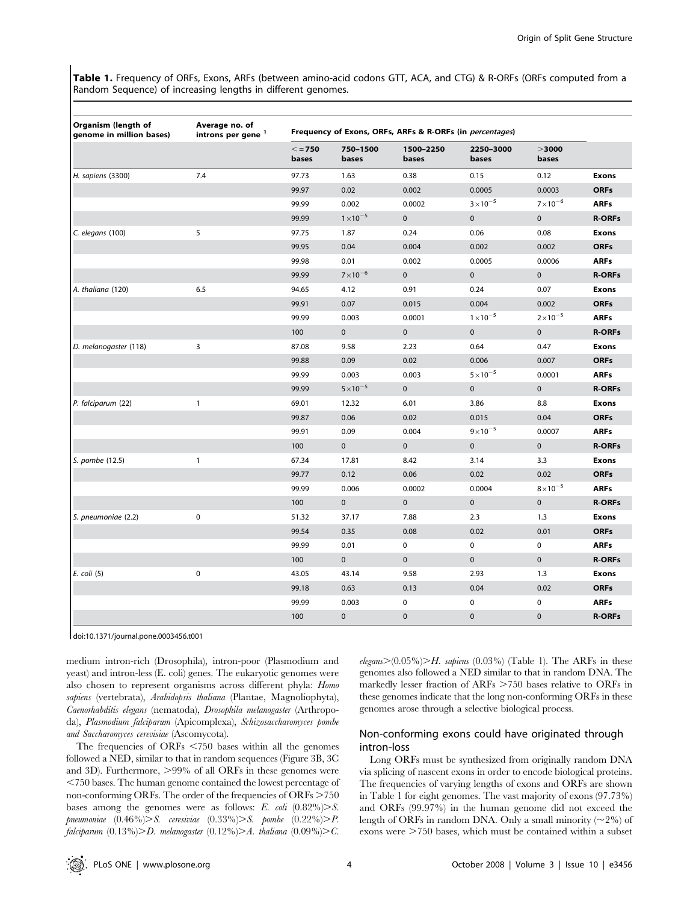**Table 1.** Frequency of ORFs, Exons, ARFs (between amino-acid codons GTT, ACA, and CTG) & R-ORFs (ORFs computed from a Random Sequence) of increasing lengths in different genomes.

| Organism (length of genome in million bases) | Average no. of introns per gene [1] | Frequency of Exons, ORFs, ARFs & R-ORFs (in *percentages*) | | | | | |
|---|---|---|---|---|---|---|---|
| | | <=750 bases | 750–1500 bases | 1500–2250 bases | 2250–3000 bases | >3000 bases | |
| *H. sapiens* (3300) | 7.4 | 97.73 | 1.63 | 0.38 | 0.15 | 0.12 | **Exons** |
| | | 99.97 | 0.02 | 0.002 | 0.0005 | 0.0003 | **ORFs** |
| | | 99.99 | 0.002 | 0.0002 | $3\times10^{-5}$ | $7\times10^{-6}$ | **ARFs** |
| | | 99.99 | $1\times10^{-5}$ | 0 | 0 | 0 | **R-ORFs** |
| *C. elegans* (100) | 5 | 97.75 | 1.87 | 0.24 | 0.06 | 0.08 | **Exons** |
| | | 99.95 | 0.04 | 0.004 | 0.002 | 0.002 | **ORFs** |
| | | 99.98 | 0.01 | 0.002 | 0.0005 | 0.0006 | **ARFs** |
| | | 99.99 | $7\times10^{-6}$ | 0 | 0 | 0 | **R-ORFs** |
| *A. thaliana* (120) | 6.5 | 94.65 | 4.12 | 0.91 | 0.24 | 0.07 | **Exons** |
| | | 99.91 | 0.07 | 0.015 | 0.004 | 0.002 | **ORFs** |
| | | 99.99 | 0.003 | 0.0001 | $1\times10^{-5}$ | $2\times10^{-5}$ | **ARFs** |
| | | 100 | 0 | 0 | 0 | 0 | **R-ORFs** |
| *D. melanogaster* (118) | 3 | 87.08 | 9.58 | 2.23 | 0.64 | 0.47 | **Exons** |
| | | 99.88 | 0.09 | 0.02 | 0.006 | 0.007 | **ORFs** |
| | | 99.99 | 0.003 | 0.003 | $5\times10^{-5}$ | 0.0001 | **ARFs** |
| | | 99.99 | $5\times10^{-5}$ | 0 | 0 | 0 | **R-ORFs** |
| *P. falciparum* (22) | 1 | 69.01 | 12.32 | 6.01 | 3.86 | 8.8 | **Exons** |
| | | 99.87 | 0.06 | 0.02 | 0.015 | 0.04 | **ORFs** |
| | | 99.91 | 0.09 | 0.004 | $9\times10^{-5}$ | 0.0007 | **ARFs** |
| | | 100 | 0 | 0 | 0 | 0 | **R-ORFs** |
| *S. pombe* (12.5) | 1 | 67.34 | 17.81 | 8.42 | 3.14 | 3.3 | **Exons** |
| | | 99.77 | 0.12 | 0.06 | 0.02 | 0.02 | **ORFs** |
| | | 99.99 | 0.006 | 0.0002 | 0.0004 | $8\times10^{-5}$ | **ARFs** |
| | | 100 | 0 | 0 | 0 | 0 | **R-ORFs** |
| *S. pneumoniae* (2.2) | 0 | 51.32 | 37.17 | 7.88 | 2.3 | 1.3 | **Exons** |
| | | 99.54 | 0.35 | 0.08 | 0.02 | 0.01 | **ORFs** |
| | | 99.99 | 0.01 | 0 | 0 | 0 | **ARFs** |
| | | 100 | 0 | 0 | 0 | 0 | **R-ORFs** |
| *E. coli* (5) | 0 | 43.05 | 43.14 | 9.58 | 2.93 | 1.3 | **Exons** |
| | | 99.18 | 0.63 | 0.13 | 0.04 | 0.02 | **ORFs** |
| | | 99.99 | 0.003 | 0 | 0 | 0 | **ARFs** |
| | | 100 | 0 | 0 | 0 | 0 | **R-ORFs** |

doi:10.1371/journal.pone.0003456.t001

medium intron-rich (Drosophila), intron-poor (Plasmodium and yeast) and intron-less (E. coli) genes. The eukaryotic genomes were also chosen to represent organisms across different phyla: *Homo sapiens* (vertebrata), *Arabidopsis thaliana* (Plantae, Magnoliophyta), *Caenorhabditis elegans* (nematoda), *Drosophila melanogaster* (Arthropoda), *Plasmodium falciparum* (Apicomplexa), *Schizosaccharomyces pombe and Saccharomyces cerevisiae* (Ascomycota).

The frequencies of ORFs <750 bases within all the genomes followed a NED, similar to that in random sequences (Figure 3B, 3C and 3D). Furthermore, >99% of all ORFs in these genomes were <750 bases. The human genome contained the lowest percentage of non-conforming ORFs. The order of the frequencies of ORFs >750 bases among the genomes were as follows: *E. coli* (0.82%)>*S. pneumoniae* (0.46%)>*S. ceresiviae* (0.33%)>*S. pombe* (0.22%)>*P. falciparum* (0.13%)>*D. melanogaster* (0.12%)>*A. thaliana* (0.09%)>*C. elegans*>(0.05%)>*H. sapiens* (0.03%) (Table 1). The ARFs in these genomes also followed a NED similar to that in random DNA. The markedly lesser fraction of ARFs >750 bases relative to ORFs in these genomes indicate that the long non-conforming ORFs in these genomes arose through a selective biological process.

## Non-conforming exons could have originated through intron-loss

Long ORFs must be synthesized from originally random DNA via splicing of nascent exons in order to encode biological proteins. The frequencies of varying lengths of exons and ORFs are shown in Table 1 for eight genomes. The vast majority of exons (97.73%) and ORFs (99.97%) in the human genome did not exceed the length of ORFs in random DNA. Only a small minority (~2%) of exons were >750 bases, which must be contained within a subset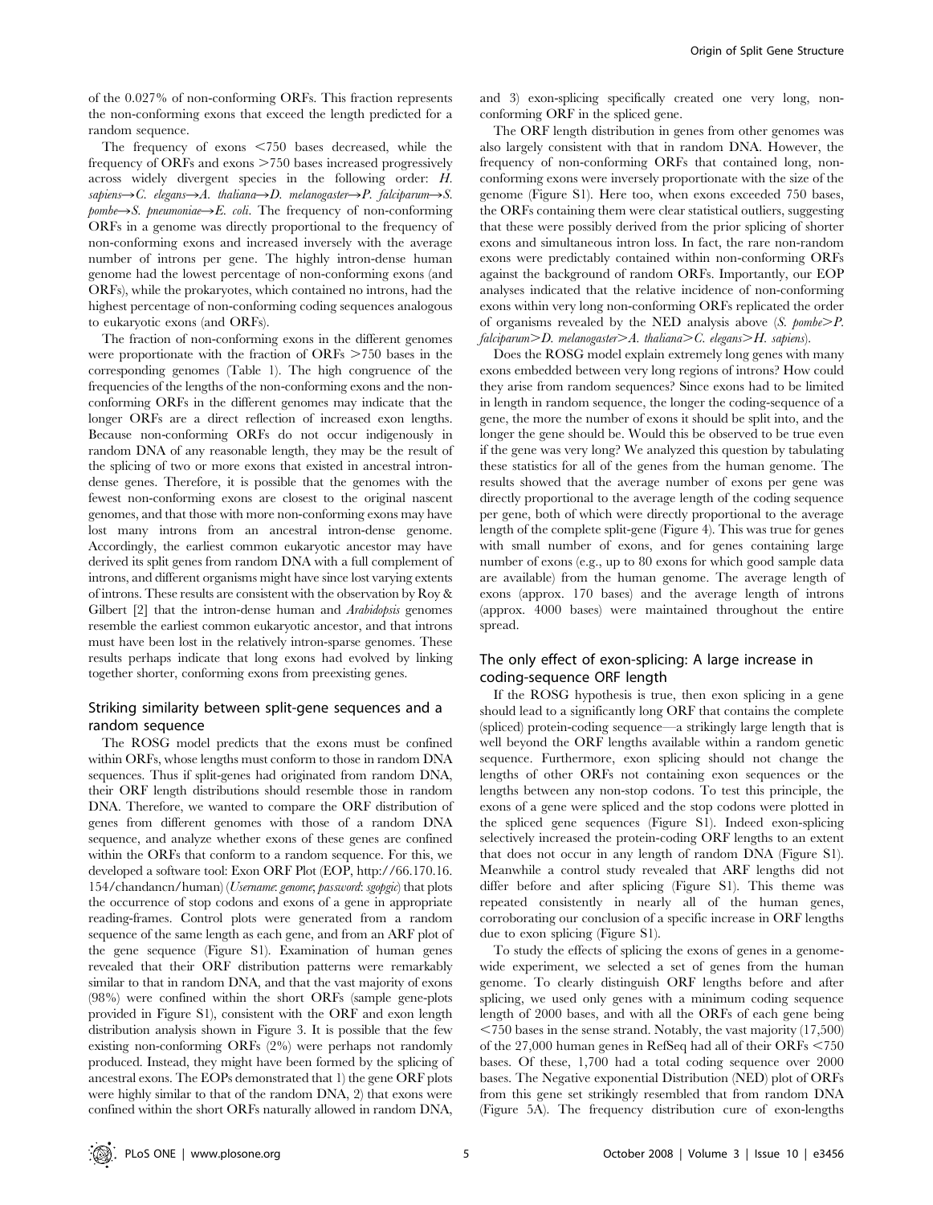of the 0.027% of non-conforming ORFs. This fraction represents the non-conforming exons that exceed the length predicted for a random sequence.

The frequency of exons <750 bases decreased, while the frequency of ORFs and exons >750 bases increased progressively across widely divergent species in the following order: *H. sapiens*→*C. elegans*→*A. thaliana*→*D. melanogaster*→*P. falciparum*→*S. pombe*→*S. pneumoniae*→*E. coli*. The frequency of non-conforming ORFs in a genome was directly proportional to the frequency of non-conforming exons and increased inversely with the average number of introns per gene. The highly intron-dense human genome had the lowest percentage of non-conforming exons (and ORFs), while the prokaryotes, which contained no introns, had the highest percentage of non-conforming coding sequences analogous to eukaryotic exons (and ORFs).

The fraction of non-conforming exons in the different genomes were proportionate with the fraction of ORFs >750 bases in the corresponding genomes (Table 1). The high congruence of the frequencies of the lengths of the non-conforming exons and the non-conforming ORFs in the different genomes may indicate that the longer ORFs are a direct reflection of increased exon lengths. Because non-conforming ORFs do not occur indigenously in random DNA of any reasonable length, they may be the result of the splicing of two or more exons that existed in ancestral intron-dense genes. Therefore, it is possible that the genomes with the fewest non-conforming exons are closest to the original nascent genomes, and that those with more non-conforming exons may have lost many introns from an ancestral intron-dense genome. Accordingly, the earliest common eukaryotic ancestor may have derived its split genes from random DNA with a full complement of introns, and different organisms might have since lost varying extents of introns. These results are consistent with the observation by Roy & Gilbert [2] that the intron-dense human and *Arabidopsis* genomes resemble the earliest common eukaryotic ancestor, and that introns must have been lost in the relatively intron-sparse genomes. These results perhaps indicate that long exons had evolved by linking together shorter, conforming exons from preexisting genes.

## Striking similarity between split-gene sequences and a random sequence

The ROSG model predicts that the exons must be confined within ORFs, whose lengths must conform to those in random DNA sequences. Thus if split-genes had originated from random DNA, their ORF length distributions should resemble those in random DNA. Therefore, we wanted to compare the ORF distribution of genes from different genomes with those of a random DNA sequence, and analyze whether exons of these genes are confined within the ORFs that conform to a random sequence. For this, we developed a software tool: Exon ORF Plot (EOP, http://66.170.16.154/chandancn/human) (*Username*: *genome*; *password*: *sgopgic*) that plots the occurrence of stop codons and exons of a gene in appropriate reading-frames. Control plots were generated from a random sequence of the same length as each gene, and from an ARF plot of the gene sequence (Figure S1). Examination of human genes revealed that their ORF distribution patterns were remarkably similar to that in random DNA, and that the vast majority of exons (98%) were confined within the short ORFs (sample gene-plots provided in Figure S1), consistent with the ORF and exon length distribution analysis shown in Figure 3. It is possible that the few existing non-conforming ORFs (2%) were perhaps not randomly produced. Instead, they might have been formed by the splicing of ancestral exons. The EOPs demonstrated that 1) the gene ORF plots were highly similar to that of the random DNA, 2) that exons were confined within the short ORFs naturally allowed in random DNA, and 3) exon-splicing specifically created one very long, non-conforming ORF in the spliced gene.

The ORF length distribution in genes from other genomes was also largely consistent with that in random DNA. However, the frequency of non-conforming ORFs that contained long, non-conforming exons were inversely proportionate with the size of the genome (Figure S1). Here too, when exons exceeded 750 bases, the ORFs containing them were clear statistical outliers, suggesting that these were possibly derived from the prior splicing of shorter exons and simultaneous intron loss. In fact, the rare non-random exons were predictably contained within non-conforming ORFs against the background of random ORFs. Importantly, our EOP analyses indicated that the relative incidence of non-conforming exons within very long non-conforming ORFs replicated the order of organisms revealed by the NED analysis above (*S. pombe*>*P. falciparum*>*D. melanogaster*>*A. thaliana*>*C. elegans*>*H. sapiens*).

Does the ROSG model explain extremely long genes with many exons embedded between very long regions of introns? How could they arise from random sequences? Since exons had to be limited in length in random sequence, the longer the coding-sequence of a gene, the more the number of exons it should be split into, and the longer the gene should be. Would this be observed to be true even if the gene was very long? We analyzed this question by tabulating these statistics for all of the genes from the human genome. The results showed that the average number of exons per gene was directly proportional to the average length of the coding sequence per gene, both of which were directly proportional to the average length of the complete split-gene (Figure 4). This was true for genes with small number of exons, and for genes containing large number of exons (e.g., up to 80 exons for which good sample data are available) from the human genome. The average length of exons (approx. 170 bases) and the average length of introns (approx. 4000 bases) were maintained throughout the entire spread.

## The only effect of exon-splicing: A large increase in coding-sequence ORF length

If the ROSG hypothesis is true, then exon splicing in a gene should lead to a significantly long ORF that contains the complete (spliced) protein-coding sequence—a strikingly large length that is well beyond the ORF lengths available within a random genetic sequence. Furthermore, exon splicing should not change the lengths of other ORFs not containing exon sequences or the lengths between any non-stop codons. To test this principle, the exons of a gene were spliced and the stop codons were plotted in the spliced gene sequences (Figure S1). Indeed exon-splicing selectively increased the protein-coding ORF lengths to an extent that does not occur in any length of random DNA (Figure S1). Meanwhile a control study revealed that ARF lengths did not differ before and after splicing (Figure S1). This theme was repeated consistently in nearly all of the human genes, corroborating our conclusion of a specific increase in ORF lengths due to exon splicing (Figure S1).

To study the effects of splicing the exons of genes in a genome-wide experiment, we selected a set of genes from the human genome. To clearly distinguish ORF lengths before and after splicing, we used only genes with a minimum coding sequence length of 2000 bases, and with all the ORFs of each gene being <750 bases in the sense strand. Notably, the vast majority (17,500) of the 27,000 human genes in RefSeq had all of their ORFs <750 bases. Of these, 1,700 had a total coding sequence over 2000 bases. The Negative exponential Distribution (NED) plot of ORFs from this gene set strikingly resembled that from random DNA (Figure 5A). The frequency distribution cure of exon-lengths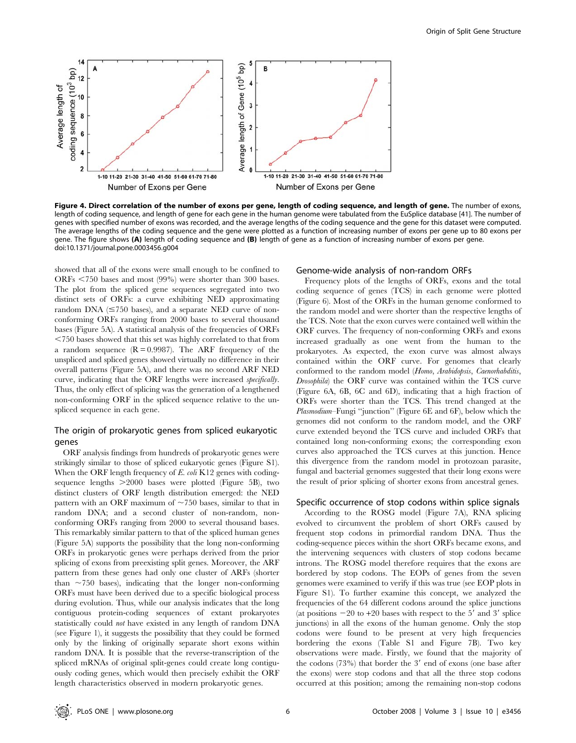**Figure 4. Direct correlation of the number of exons per gene, length of coding sequence, and length of gene.** The number of exons, length of coding sequence, and length of gene for each gene in the human genome were tabulated from the EuSplice database [41]. The number of genes with specified number of exons was recorded, and the average lengths of the coding sequence and the gene for this dataset were computed. The average lengths of the coding sequence and the gene were plotted as a function of increasing number of exons per gene up to 80 exons per gene. The figure shows **(A)** length of coding sequence and **(B)** length of gene as a function of increasing number of exons per gene.
doi:10.1371/journal.pone.0003456.g004

showed that all of the exons were small enough to be confined to ORFs <750 bases and most (99%) were shorter than 300 bases. The plot from the spliced gene sequences segregated into two distinct sets of ORFs: a curve exhibiting NED approximating random DNA (≤750 bases), and a separate NED curve of non-conforming ORFs ranging from 2000 bases to several thousand bases (Figure 5A). A statistical analysis of the frequencies of ORFs <750 bases showed that this set was highly correlated to that from a random sequence ($R = 0.9987$). The ARF frequency of the unspliced and spliced genes showed virtually no difference in their overall patterns (Figure 5A), and there was no second ARF NED curve, indicating that the ORF lengths were increased *specifically*. Thus, the only effect of splicing was the generation of a lengthened non-conforming ORF in the spliced sequence relative to the unspliced sequence in each gene.

## The origin of prokaryotic genes from spliced eukaryotic genes

ORF analysis findings from hundreds of prokaryotic genes were strikingly similar to those of spliced eukaryotic genes (Figure S1). When the ORF length frequency of *E. coli* K12 genes with coding-sequence lengths >2000 bases were plotted (Figure 5B), two distinct clusters of ORF length distribution emerged: the NED pattern with an ORF maximum of ~750 bases, similar to that in random DNA; and a second cluster of non-random, non-conforming ORFs ranging from 2000 to several thousand bases. This remarkably similar pattern to that of the spliced human genes (Figure 5A) supports the possibility that the long non-conforming ORFs in prokaryotic genes were perhaps derived from the prior splicing of exons from preexisting split genes. Moreover, the ARF pattern from these genes had only one cluster of ARFs (shorter than ~750 bases), indicating that the longer non-conforming ORFs must have been derived due to a specific biological process during evolution. Thus, while our analysis indicates that the long contiguous protein-coding sequences of extant prokaryotes statistically could *not* have existed in any length of random DNA (see Figure 1), it suggests the possibility that they could be formed only by the linking of originally separate short exons within random DNA. It is possible that the reverse-transcription of the spliced mRNAs of original split-genes could create long contiguously coding genes, which would then precisely exhibit the ORF length characteristics observed in modern prokaryotic genes.

## Genome-wide analysis of non-random ORFs

Frequency plots of the lengths of ORFs, exons and the total coding sequence of genes (TCS) in each genome were plotted (Figure 6). Most of the ORFs in the human genome conformed to the random model and were shorter than the respective lengths of the TCS. Note that the exon curves were contained well within the ORF curves. The frequency of non-conforming ORFs and exons increased gradually as one went from the human to the prokaryotes. As expected, the exon curve was almost always contained within the ORF curve. For genomes that clearly conformed to the random model (*Homo*, *Arabidopsis*, *Caenorhabditis*, *Drosophila*) the ORF curve was contained within the TCS curve (Figure 6A, 6B, 6C and 6D), indicating that a high fraction of ORFs were shorter than the TCS. This trend changed at the *Plasmodium*–Fungi "junction" (Figure 6E and 6F), below which the genomes did not conform to the random model, and the ORF curve extended beyond the TCS curve and included ORFs that contained long non-conforming exons; the corresponding exon curves also approached the TCS curves at this junction. Hence this divergence from the random model in protozoan parasite, fungal and bacterial genomes suggested that their long exons were the result of prior splicing of shorter exons from ancestral genes.

## Specific occurrence of stop codons within splice signals

According to the ROSG model (Figure 7A), RNA splicing evolved to circumvent the problem of short ORFs caused by frequent stop codons in primordial random DNA. Thus the coding-sequence pieces within the short ORFs became exons, and the intervening sequences with clusters of stop codons became introns. The ROSG model therefore requires that the exons are bordered by stop codons. The EOPs of genes from the seven genomes were examined to verify if this was true (see EOP plots in Figure S1). To further examine this concept, we analyzed the frequencies of the 64 different codons around the splice junctions (at positions −20 to +20 bases with respect to the 5′ and 3′ splice junctions) in all the exons of the human genome. Only the stop codons were found to be present at very high frequencies bordering the exons (Table S1 and Figure 7B). Two key observations were made. Firstly, we found that the majority of the codons (73%) that border the 3′ end of exons (one base after the exons) were stop codons and that all the three stop codons occurred at this position; among the remaining non-stop codons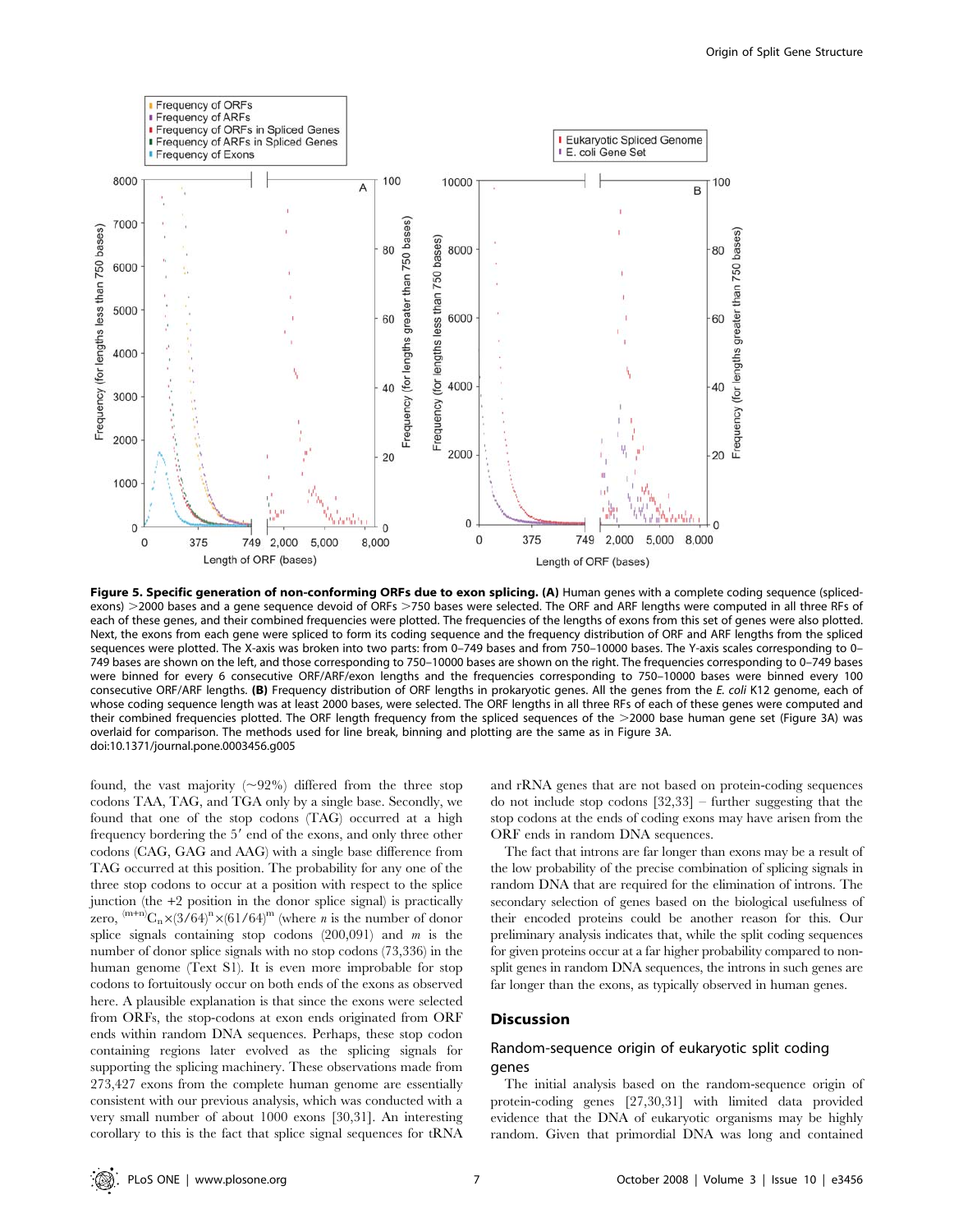**Figure 5. Specific generation of non-conforming ORFs due to exon splicing. (A)** Human genes with a complete coding sequence (spliced-exons) >2000 bases and a gene sequence devoid of ORFs >750 bases were selected. The ORF and ARF lengths were computed in all three RFs of each of these genes, and their combined frequencies were plotted. The frequencies of the lengths of exons from this set of genes were also plotted. Next, the exons from each gene were spliced to form its coding sequence and the frequency distribution of ORF and ARF lengths from the spliced sequences were plotted. The X-axis was broken into two parts: from 0–749 bases and from 750–10000 bases. The Y-axis scales corresponding to 0–749 bases are shown on the left, and those corresponding to 750–10000 bases are shown on the right. The frequencies corresponding to 0–749 bases were binned for every 6 consecutive ORF/ARF/exon lengths and the frequencies corresponding to 750–10000 bases were binned every 100 consecutive ORF/ARF lengths. **(B)** Frequency distribution of ORF lengths in prokaryotic genes. All the genes from the *E. coli* K12 genome, each of whose coding sequence length was at least 2000 bases, were selected. The ORF lengths in all three RFs of each of these genes were computed and their combined frequencies plotted. The ORF length frequency from the spliced sequences of the >2000 base human gene set (Figure 3A) was overlaid for comparison. The methods used for line break, binning and plotting are the same as in Figure 3A.
doi:10.1371/journal.pone.0003456.g005

found, the vast majority (~92%) differed from the three stop codons TAA, TAG, and TGA only by a single base. Secondly, we found that one of the stop codons (TAG) occurred at a high frequency bordering the 5′ end of the exons, and only three other codons (CAG, GAG and AAG) with a single base difference from TAG occurred at this position. The probability for any one of the three stop codons to occur at a position with respect to the splice junction (the +2 position in the donor splice signal) is practically zero, ${}^{(m+n)}C_n \times (3/64)^n \times (61/64)^m$ (where *n* is the number of donor splice signals containing stop codons (200,091) and *m* is the number of donor splice signals with no stop codons (73,336) in the human genome (Text S1). It is even more improbable for stop codons to fortuitously occur on both ends of the exons as observed here. A plausible explanation is that since the exons were selected from ORFs, the stop-codons at exon ends originated from ORF ends within random DNA sequences. Perhaps, these stop codon containing regions later evolved as the splicing signals for supporting the splicing machinery. These observations made from 273,427 exons from the complete human genome are essentially consistent with our previous analysis, which was conducted with a very small number of about 1000 exons [30,31]. An interesting corollary to this is the fact that splice signal sequences for tRNA and rRNA genes that are not based on protein-coding sequences do not include stop codons [32,33] – further suggesting that the stop codons at the ends of coding exons may have arisen from the ORF ends in random DNA sequences.

The fact that introns are far longer than exons may be a result of the low probability of the precise combination of splicing signals in random DNA that are required for the elimination of introns. The secondary selection of genes based on the biological usefulness of their encoded proteins could be another reason for this. Our preliminary analysis indicates that, while the split coding sequences for given proteins occur at a far higher probability compared to non-split genes in random DNA sequences, the introns in such genes are far longer than the exons, as typically observed in human genes.

## Discussion

### Random-sequence origin of eukaryotic split coding genes

The initial analysis based on the random-sequence origin of protein-coding genes [27,30,31] with limited data provided evidence that the DNA of eukaryotic organisms may be highly random. Given that primordial DNA was long and contained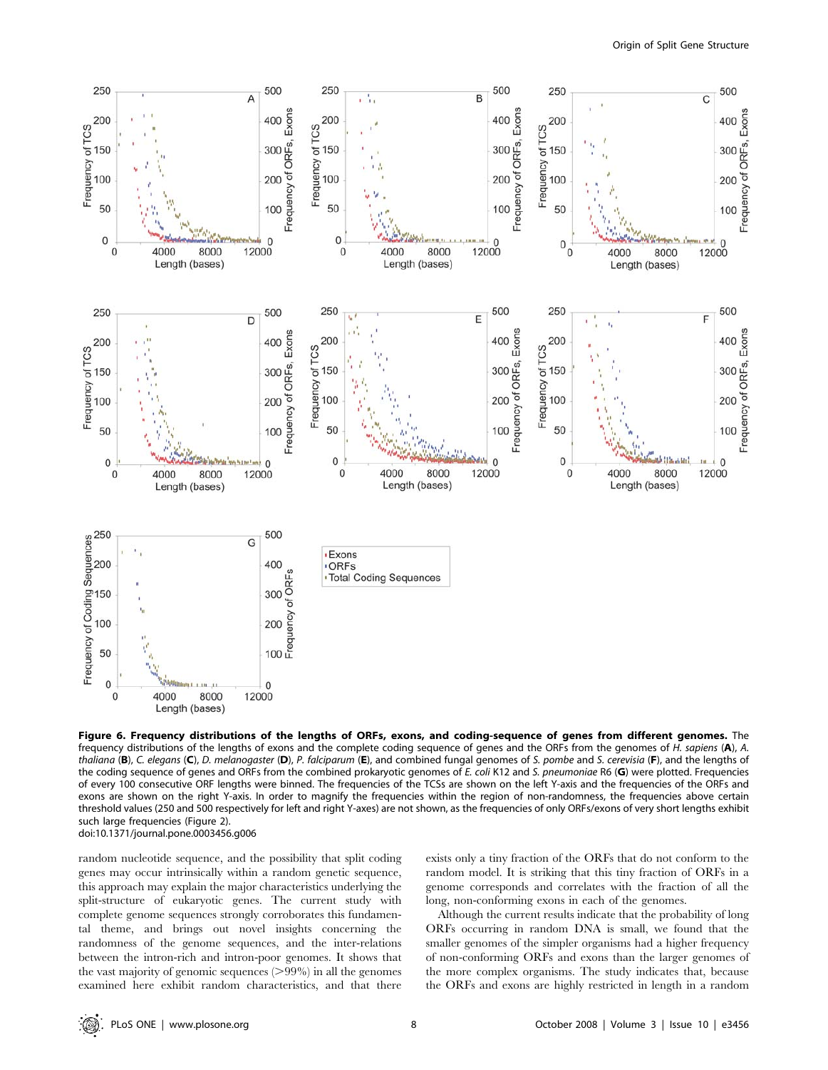**Figure 6. Frequency distributions of the lengths of ORFs, exons, and coding-sequence of genes from different genomes.** The frequency distributions of the lengths of exons and the complete coding sequence of genes and the ORFs from the genomes of *H. sapiens* (**A**), *A. thaliana* (**B**), *C. elegans* (**C**), *D. melanogaster* (**D**), *P. falciparum* (**E**), and combined fungal genomes of *S. pombe* and *S. cerevisia* (**F**), and the lengths of the coding sequence of genes and ORFs from the combined prokaryotic genomes of *E. coli* K12 and *S. pneumoniae* R6 (**G**) were plotted. Frequencies of every 100 consecutive ORF lengths were binned. The frequencies of the TCSs are shown on the left Y-axis and the frequencies of the ORFs and exons are shown on the right Y-axis. In order to magnify the frequencies within the region of non-randomness, the frequencies above certain threshold values (250 and 500 respectively for left and right Y-axes) are not shown, as the frequencies of only ORFs/exons of very short lengths exhibit such large frequencies (Figure 2).
doi:10.1371/journal.pone.0003456.g006

random nucleotide sequence, and the possibility that split coding genes may occur intrinsically within a random genetic sequence, this approach may explain the major characteristics underlying the split-structure of eukaryotic genes. The current study with complete genome sequences strongly corroborates this fundamental theme, and brings out novel insights concerning the randomness of the genome sequences, and the inter-relations between the intron-rich and intron-poor genomes. It shows that the vast majority of genomic sequences (>99%) in all the genomes examined here exhibit random characteristics, and that there exists only a tiny fraction of the ORFs that do not conform to the random model. It is striking that this tiny fraction of ORFs in a genome corresponds and correlates with the fraction of all the long, non-conforming exons in each of the genomes.

Although the current results indicate that the probability of long ORFs occurring in random DNA is small, we found that the smaller genomes of the simpler organisms had a higher frequency of non-conforming ORFs and exons than the larger genomes of the more complex organisms. The study indicates that, because the ORFs and exons are highly restricted in length in a random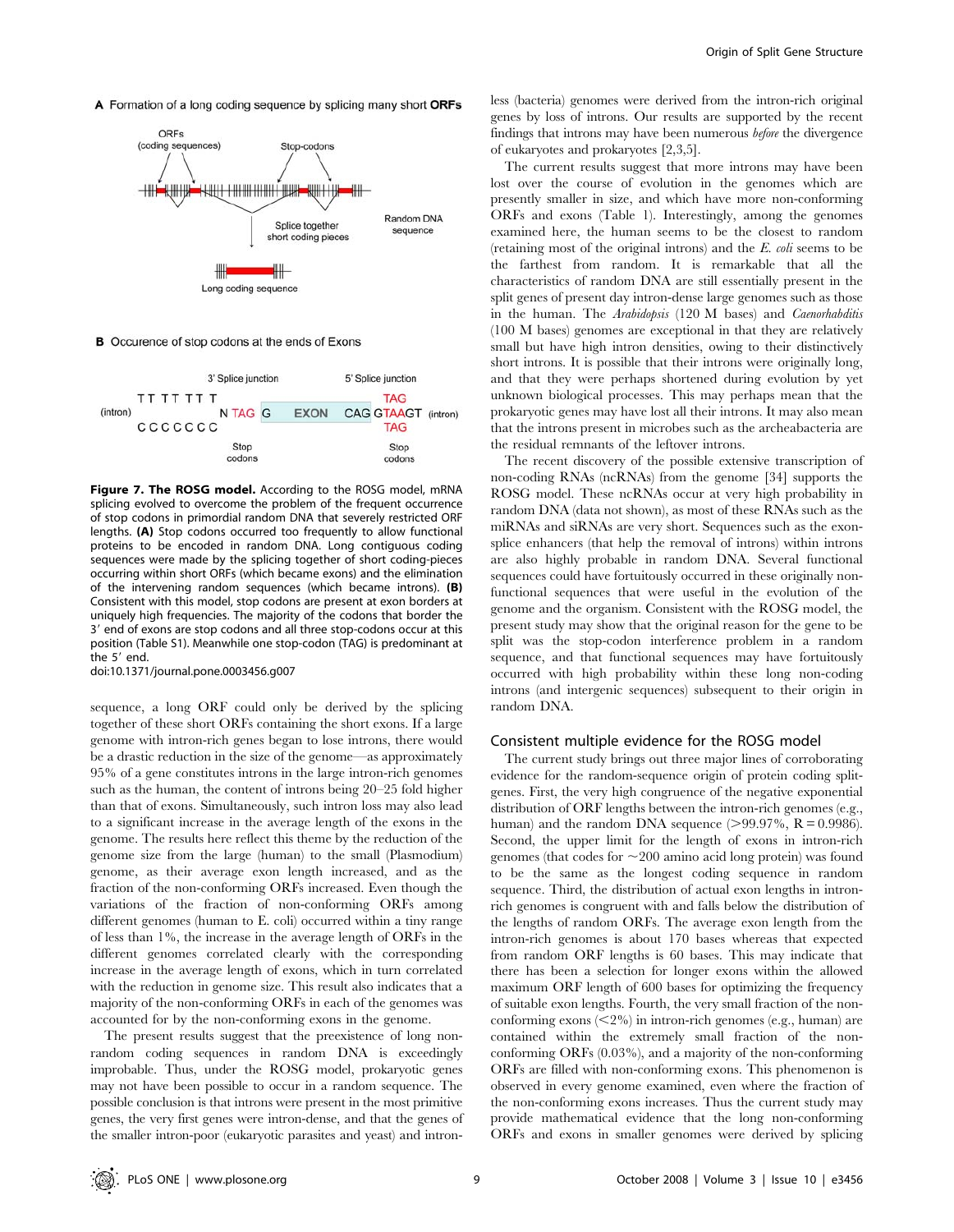**Figure 7. The ROSG model.** According to the ROSG model, mRNA splicing evolved to overcome the problem of the frequent occurrence of stop codons in primordial random DNA that severely restricted ORF lengths. **(A)** Stop codons occurred too frequently to allow functional proteins to be encoded in random DNA. Long contiguous coding sequences were made by the splicing together of short coding-pieces occurring within short ORFs (which became exons) and the elimination of the intervening random sequences (which became introns). **(B)** Consistent with this model, stop codons are present at exon borders at uniquely high frequencies. The majority of the codons that border the 3′ end of exons are stop codons and all three stop-codons occur at this position (Table S1). Meanwhile one stop-codon (TAG) is predominant at the 5′ end.
doi:10.1371/journal.pone.0003456.g007

sequence, a long ORF could only be derived by the splicing together of these short ORFs containing the short exons. If a large genome with intron-rich genes began to lose introns, there would be a drastic reduction in the size of the genome—as approximately 95% of a gene constitutes introns in the large intron-rich genomes such as the human, the content of introns being 20–25 fold higher than that of exons. Simultaneously, such intron loss may also lead to a significant increase in the average length of the exons in the genome. The results here reflect this theme by the reduction of the genome size from the large (human) to the small (Plasmodium) genome, as their average exon length increased, and as the fraction of the non-conforming ORFs increased. Even though the variations of the fraction of non-conforming ORFs among different genomes (human to E. coli) occurred within a tiny range of less than 1%, the increase in the average length of ORFs in the different genomes correlated clearly with the corresponding increase in the average length of exons, which in turn correlated with the reduction in genome size. This result also indicates that a majority of the non-conforming ORFs in each of the genomes was accounted for by the non-conforming exons in the genome.

The present results suggest that the preexistence of long non-random coding sequences in random DNA is exceedingly improbable. Thus, under the ROSG model, prokaryotic genes may not have been possible to occur in a random sequence. The possible conclusion is that introns were present in the most primitive genes, the very first genes were intron-dense, and that the genes of the smaller intron-poor (eukaryotic parasites and yeast) and intron-less (bacteria) genomes were derived from the intron-rich original genes by loss of introns. Our results are supported by the recent findings that introns may have been numerous *before* the divergence of eukaryotes and prokaryotes [2,3,5].

The current results suggest that more introns may have been lost over the course of evolution in the genomes which are presently smaller in size, and which have more non-conforming ORFs and exons (Table 1). Interestingly, among the genomes examined here, the human seems to be the closest to random (retaining most of the original introns) and the *E. coli* seems to be the farthest from random. It is remarkable that all the characteristics of random DNA are still essentially present in the split genes of present day intron-dense large genomes such as those in the human. The *Arabidopsis* (120 M bases) and *Caenorhabditis* (100 M bases) genomes are exceptional in that they are relatively small but have high intron densities, owing to their distinctively short introns. It is possible that their introns were originally long, and that they were perhaps shortened during evolution by yet unknown biological processes. This may perhaps mean that the prokaryotic genes may have lost all their introns. It may also mean that the introns present in microbes such as the archeabacteria are the residual remnants of the leftover introns.

The recent discovery of the possible extensive transcription of non-coding RNAs (ncRNAs) from the genome [34] supports the ROSG model. These ncRNAs occur at very high probability in random DNA (data not shown), as most of these RNAs such as the miRNAs and siRNAs are very short. Sequences such as the exon-splice enhancers (that help the removal of introns) within introns are also highly probable in random DNA. Several functional sequences could have fortuitously occurred in these originally non-functional sequences that were useful in the evolution of the genome and the organism. Consistent with the ROSG model, the present study may show that the original reason for the gene to be split was the stop-codon interference problem in a random sequence, and that functional sequences may have fortuitously occurred with high probability within these long non-coding introns (and intergenic sequences) subsequent to their origin in random DNA.

## Consistent multiple evidence for the ROSG model

The current study brings out three major lines of corroborating evidence for the random-sequence origin of protein coding split-genes. First, the very high congruence of the negative exponential distribution of ORF lengths between the intron-rich genomes (e.g., human) and the random DNA sequence (>99.97%, $R = 0.9986$). Second, the upper limit for the length of exons in intron-rich genomes (that codes for ~200 amino acid long protein) was found to be the same as the longest coding sequence in random sequence. Third, the distribution of actual exon lengths in intron-rich genomes is congruent with and falls below the distribution of the lengths of random ORFs. The average exon length from the intron-rich genomes is about 170 bases whereas that expected from random ORF lengths is 60 bases. This may indicate that there has been a selection for longer exons within the allowed maximum ORF length of 600 bases for optimizing the frequency of suitable exon lengths. Fourth, the very small fraction of the non-conforming exons (<2%) in intron-rich genomes (e.g., human) are contained within the extremely small fraction of the non-conforming ORFs (0.03%), and a majority of the non-conforming ORFs are filled with non-conforming exons. This phenomenon is observed in every genome examined, even where the fraction of the non-conforming exons increases. Thus the current study may provide mathematical evidence that the long non-conforming ORFs and exons in smaller genomes were derived by splicing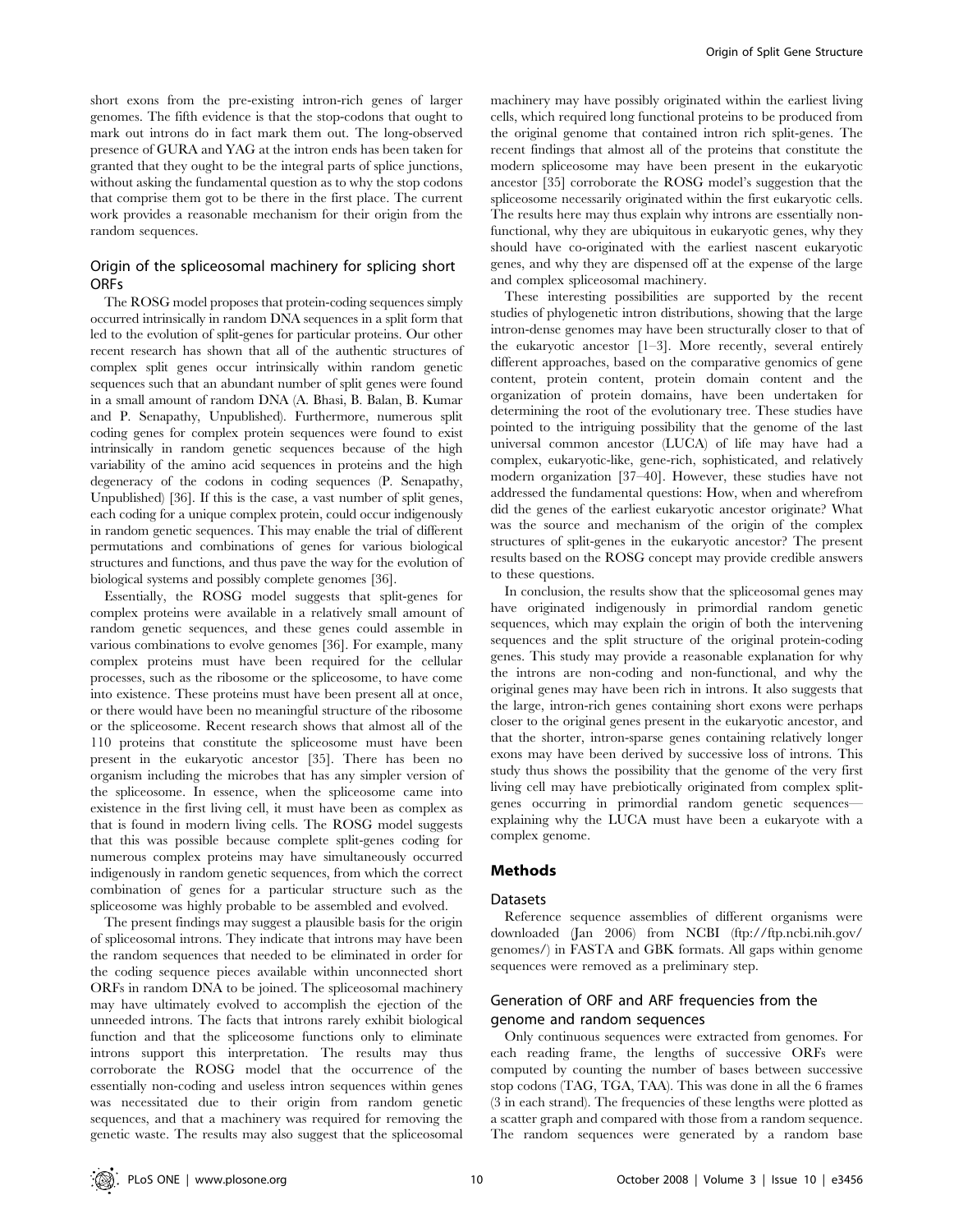short exons from the pre-existing intron-rich genes of larger genomes. The fifth evidence is that the stop-codons that ought to mark out introns do in fact mark them out. The long-observed presence of GURA and YAG at the intron ends has been taken for granted that they ought to be the integral parts of splice junctions, without asking the fundamental question as to why the stop codons that comprise them got to be there in the first place. The current work provides a reasonable mechanism for their origin from the random sequences.

### Origin of the spliceosomal machinery for splicing short ORFs

The ROSG model proposes that protein-coding sequences simply occurred intrinsically in random DNA sequences in a split form that led to the evolution of split-genes for particular proteins. Our other recent research has shown that all of the authentic structures of complex split genes occur intrinsically within random genetic sequences such that an abundant number of split genes were found in a small amount of random DNA (A. Bhasi, B. Balan, B. Kumar and P. Senapathy, Unpublished). Furthermore, numerous split coding genes for complex protein sequences were found to exist intrinsically in random genetic sequences because of the high variability of the amino acid sequences in proteins and the high degeneracy of the codons in coding sequences (P. Senapathy, Unpublished) [36]. If this is the case, a vast number of split genes, each coding for a unique complex protein, could occur indigenously in random genetic sequences. This may enable the trial of different permutations and combinations of genes for various biological structures and functions, and thus pave the way for the evolution of biological systems and possibly complete genomes [36].

Essentially, the ROSG model suggests that split-genes for complex proteins were available in a relatively small amount of random genetic sequences, and these genes could assemble in various combinations to evolve genomes [36]. For example, many complex proteins must have been required for the cellular processes, such as the ribosome or the spliceosome, to have come into existence. These proteins must have been present all at once, or there would have been no meaningful structure of the ribosome or the spliceosome. Recent research shows that almost all of the 110 proteins that constitute the spliceosome must have been present in the eukaryotic ancestor [35]. There has been no organism including the microbes that has any simpler version of the spliceosome. In essence, when the spliceosome came into existence in the first living cell, it must have been as complex as that is found in modern living cells. The ROSG model suggests that this was possible because complete split-genes coding for numerous complex proteins may have simultaneously occurred indigenously in random genetic sequences, from which the correct combination of genes for a particular structure such as the spliceosome was highly probable to be assembled and evolved.

The present findings may suggest a plausible basis for the origin of spliceosomal introns. They indicate that introns may have been the random sequences that needed to be eliminated in order for the coding sequence pieces available within unconnected short ORFs in random DNA to be joined. The spliceosomal machinery may have ultimately evolved to accomplish the ejection of the unneeded introns. The facts that introns rarely exhibit biological function and that the spliceosome functions only to eliminate introns support this interpretation. The results may thus corroborate the ROSG model that the occurrence of the essentially non-coding and useless intron sequences within genes was necessitated due to their origin from random genetic sequences, and that a machinery was required for removing the genetic waste. The results may also suggest that the spliceosomal machinery may have possibly originated within the earliest living cells, which required long functional proteins to be produced from the original genome that contained intron rich split-genes. The recent findings that almost all of the proteins that constitute the modern spliceosome may have been present in the eukaryotic ancestor [35] corroborate the ROSG model's suggestion that the spliceosome necessarily originated within the first eukaryotic cells. The results here may thus explain why introns are essentially non-functional, why they are ubiquitous in eukaryotic genes, why they should have co-originated with the earliest nascent eukaryotic genes, and why they are dispensed off at the expense of the large and complex spliceosomal machinery.

These interesting possibilities are supported by the recent studies of phylogenetic intron distributions, showing that the large intron-dense genomes may have been structurally closer to that of the eukaryotic ancestor [1–3]. More recently, several entirely different approaches, based on the comparative genomics of gene content, protein content, protein domain content and the organization of protein domains, have been undertaken for determining the root of the evolutionary tree. These studies have pointed to the intriguing possibility that the genome of the last universal common ancestor (LUCA) of life may have had a complex, eukaryotic-like, gene-rich, sophisticated, and relatively modern organization [37–40]. However, these studies have not addressed the fundamental questions: How, when and wherefrom did the genes of the earliest eukaryotic ancestor originate? What was the source and mechanism of the origin of the complex structures of split-genes in the eukaryotic ancestor? The present results based on the ROSG concept may provide credible answers to these questions.

In conclusion, the results show that the spliceosomal genes may have originated indigenously in primordial random genetic sequences, which may explain the origin of both the intervening sequences and the split structure of the original protein-coding genes. This study may provide a reasonable explanation for why the introns are non-coding and non-functional, and why the original genes may have been rich in introns. It also suggests that the large, intron-rich genes containing short exons were perhaps closer to the original genes present in the eukaryotic ancestor, and that the shorter, intron-sparse genes containing relatively longer exons may have been derived by successive loss of introns. This study thus shows the possibility that the genome of the very first living cell may have prebiotically originated from complex split-genes occurring in primordial random genetic sequences—explaining why the LUCA must have been a eukaryote with a complex genome.

## Methods

### Datasets

Reference sequence assemblies of different organisms were downloaded (Jan 2006) from NCBI (ftp://ftp.ncbi.nih.gov/genomes/) in FASTA and GBK formats. All gaps within genome sequences were removed as a preliminary step.

### Generation of ORF and ARF frequencies from the genome and random sequences

Only continuous sequences were extracted from genomes. For each reading frame, the lengths of successive ORFs were computed by counting the number of bases between successive stop codons (TAG, TGA, TAA). This was done in all the 6 frames (3 in each strand). The frequencies of these lengths were plotted as a scatter graph and compared with those from a random sequence. The random sequences were generated by a random base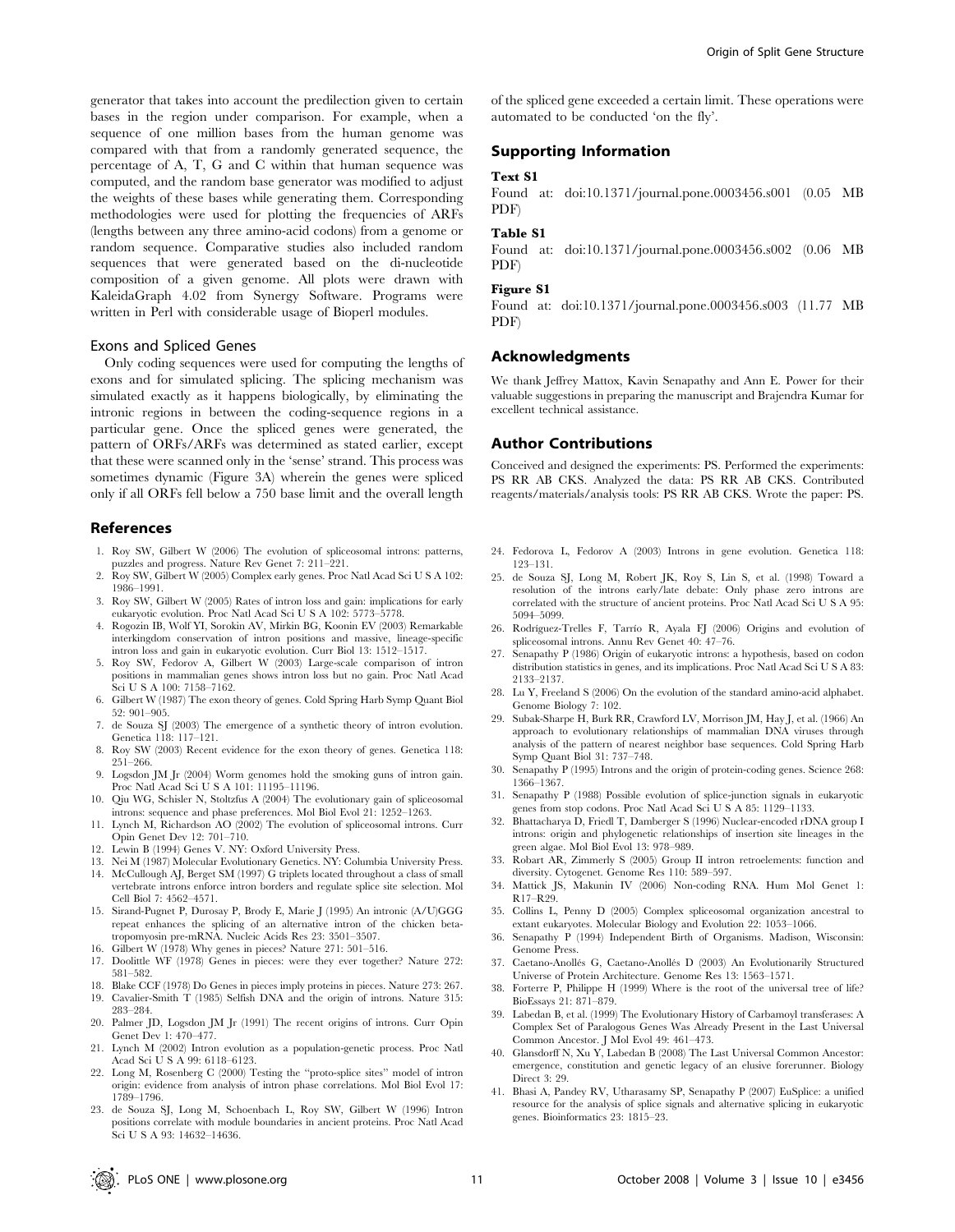generator that takes into account the predilection given to certain bases in the region under comparison. For example, when a sequence of one million bases from the human genome was compared with that from a randomly generated sequence, the percentage of A, T, G and C within that human sequence was computed, and the random base generator was modified to adjust the weights of these bases while generating them. Corresponding methodologies were used for plotting the frequencies of ARFs (lengths between any three amino-acid codons) from a genome or random sequence. Comparative studies also included random sequences that were generated based on the di-nucleotide composition of a given genome. All plots were drawn with KaleidaGraph 4.02 from Synergy Software. Programs were written in Perl with considerable usage of Bioperl modules.

### Exons and Spliced Genes

Only coding sequences were used for computing the lengths of exons and for simulated splicing. The splicing mechanism was simulated exactly as it happens biologically, by eliminating the intronic regions in between the coding-sequence regions in a particular gene. Once the spliced genes were generated, the pattern of ORFs/ARFs was determined as stated earlier, except that these were scanned only in the 'sense' strand. This process was sometimes dynamic (Figure 3A) wherein the genes were spliced only if all ORFs fell below a 750 base limit and the overall length of the spliced gene exceeded a certain limit. These operations were automated to be conducted 'on the fly'.

## Supporting Information

**Text S1**

Found at: doi:10.1371/journal.pone.0003456.s001 (0.05 MB PDF)

**Table S1**

Found at: doi:10.1371/journal.pone.0003456.s002 (0.06 MB PDF)

**Figure S1**

Found at: doi:10.1371/journal.pone.0003456.s003 (11.77 MB PDF)

## Acknowledgments

We thank Jeffrey Mattox, Kavin Senapathy and Ann E. Power for their valuable suggestions in preparing the manuscript and Brajendra Kumar for excellent technical assistance.

## Author Contributions

Conceived and designed the experiments: PS. Performed the experiments: PS RR AB CKS. Analyzed the data: PS RR AB CKS. Contributed reagents/materials/analysis tools: PS RR AB CKS. Wrote the paper: PS.

## References

1. Roy SW, Gilbert W (2006) The evolution of spliceosomal introns: patterns, puzzles and progress. Nature Rev Genet 7: 211–221.
2. Roy SW, Gilbert W (2005) Complex early genes. Proc Natl Acad Sci U S A 102: 1986–1991.
3. Roy SW, Gilbert W (2005) Rates of intron loss and gain: implications for early eukaryotic evolution. Proc Natl Acad Sci U S A 102: 5773–5778.
4. Rogozin IB, Wolf YI, Sorokin AV, Mirkin BG, Koonin EV (2003) Remarkable interkingdom conservation of intron positions and massive, lineage-specific intron loss and gain in eukaryotic evolution. Curr Biol 13: 1512–1517.
5. Roy SW, Fedorov A, Gilbert W (2003) Large-scale comparison of intron positions in mammalian genes shows intron loss but no gain. Proc Natl Acad Sci U S A 100: 7158–7162.
6. Gilbert W (1987) The exon theory of genes. Cold Spring Harb Symp Quant Biol 52: 901–905.
7. de Souza SJ (2003) The emergence of a synthetic theory of intron evolution. Genetica 118: 117–121.
8. Roy SW (2003) Recent evidence for the exon theory of genes. Genetica 118: 251–266.
9. Logsdon JM Jr (2004) Worm genomes hold the smoking guns of intron gain. Proc Natl Acad Sci U S A 101: 11195–11196.
10. Qiu WG, Schisler N, Stoltzfus A (2004) The evolutionary gain of spliceosomal introns: sequence and phase preferences. Mol Biol Evol 21: 1252–1263.
11. Lynch M, Richardson AO (2002) The evolution of spliceosomal introns. Curr Opin Genet Dev 12: 701–710.
12. Lewin B (1994) Genes V. NY: Oxford University Press.
13. Nei M (1987) Molecular Evolutionary Genetics. NY: Columbia University Press.
14. McCullough AJ, Berget SM (1997) G triplets located throughout a class of small vertebrate introns enforce intron borders and regulate splice site selection. Mol Cell Biol 7: 4562–4571.
15. Sirand-Pugnet P, Durosay P, Brody E, Marie J (1995) An intronic (A/U)GGG repeat enhances the splicing of an alternative intron of the chicken beta-tropomyosin pre-mRNA. Nucleic Acids Res 23: 3501–3507.
16. Gilbert W (1978) Why genes in pieces? Nature 271: 501–516.
17. Doolittle WF (1978) Genes in pieces: were they ever together? Nature 272: 581–582.
18. Blake CCF (1978) Do Genes in pieces imply proteins in pieces. Nature 273: 267.
19. Cavalier-Smith T (1985) Selfish DNA and the origin of introns. Nature 315: 283–284.
20. Palmer JD, Logsdon JM Jr (1991) The recent origins of introns. Curr Opin Genet Dev 1: 470–477.
21. Lynch M (2002) Intron evolution as a population-genetic process. Proc Natl Acad Sci U S A 99: 6118–6123.
22. Long M, Rosenberg C (2000) Testing the "proto-splice sites" model of intron origin: evidence from analysis of intron phase correlations. Mol Biol Evol 17: 1789–1796.
23. de Souza SJ, Long M, Schoenbach L, Roy SW, Gilbert W (1996) Intron positions correlate with module boundaries in ancient proteins. Proc Natl Acad Sci U S A 93: 14632–14636.
24. Fedorova L, Fedorov A (2003) Introns in gene evolution. Genetica 118: 123–131.
25. de Souza SJ, Long M, Robert JK, Roy S, Lin S, et al. (1998) Toward a resolution of the introns early/late debate: Only phase zero introns are correlated with the structure of ancient proteins. Proc Natl Acad Sci U S A 95: 5094–5099.
26. Rodríguez-Trelles F, Tarrío R, Ayala FJ (2006) Origins and evolution of spliceosomal introns. Annu Rev Genet 40: 47–76.
27. Senapathy P (1986) Origin of eukaryotic introns: a hypothesis, based on codon distribution statistics in genes, and its implications. Proc Natl Acad Sci U S A 83: 2133–2137.
28. Lu Y, Freeland S (2006) On the evolution of the standard amino-acid alphabet. Genome Biology 7: 102.
29. Subak-Sharpe H, Burk RR, Crawford LV, Morrison JM, Hay J, et al. (1966) An approach to evolutionary relationships of mammalian DNA viruses through analysis of the pattern of nearest neighbor base sequences. Cold Spring Harb Symp Quant Biol 31: 737–748.
30. Senapathy P (1995) Introns and the origin of protein-coding genes. Science 268: 1366–1367.
31. Senapathy P (1988) Possible evolution of splice-junction signals in eukaryotic genes from stop codons. Proc Natl Acad Sci U S A 85: 1129–1133.
32. Bhattacharya D, Friedl T, Damberger S (1996) Nuclear-encoded rDNA group I introns: origin and phylogenetic relationships of insertion site lineages in the green algae. Mol Biol Evol 13: 978–989.
33. Robart AR, Zimmerly S (2005) Group II intron retroelements: function and diversity. Cytogenet. Genome Res 110: 589–597.
34. Mattick JS, Makunin IV (2006) Non-coding RNA. Hum Mol Genet 1: R17–R29.
35. Collins L, Penny D (2005) Complex spliceosomal organization ancestral to extant eukaryotes. Molecular Biology and Evolution 22: 1053–1066.
36. Senapathy P (1994) Independent Birth of Organisms. Madison, Wisconsin: Genome Press.
37. Caetano-Anollés G, Caetano-Anollés D (2003) An Evolutionarily Structured Universe of Protein Architecture. Genome Res 13: 1563–1571.
38. Forterre P, Philippe H (1999) Where is the root of the universal tree of life? BioEssays 21: 871–879.
39. Labedan B, et al. (1999) The Evolutionary History of Carbamoyl transferases: A Complex Set of Paralogous Genes Was Already Present in the Last Universal Common Ancestor. J Mol Evol 49: 461–473.
40. Glansdorff N, Xu Y, Labedan B (2008) The Last Universal Common Ancestor: emergence, constitution and genetic legacy of an elusive forerunner. Biology Direct 3: 29.
41. Bhasi A, Pandey RV, Utharasamy SP, Senapathy P (2007) EuSplice: a unified resource for the analysis of splice signals and alternative splicing in eukaryotic genes. Bioinformatics 23: 1815–23.